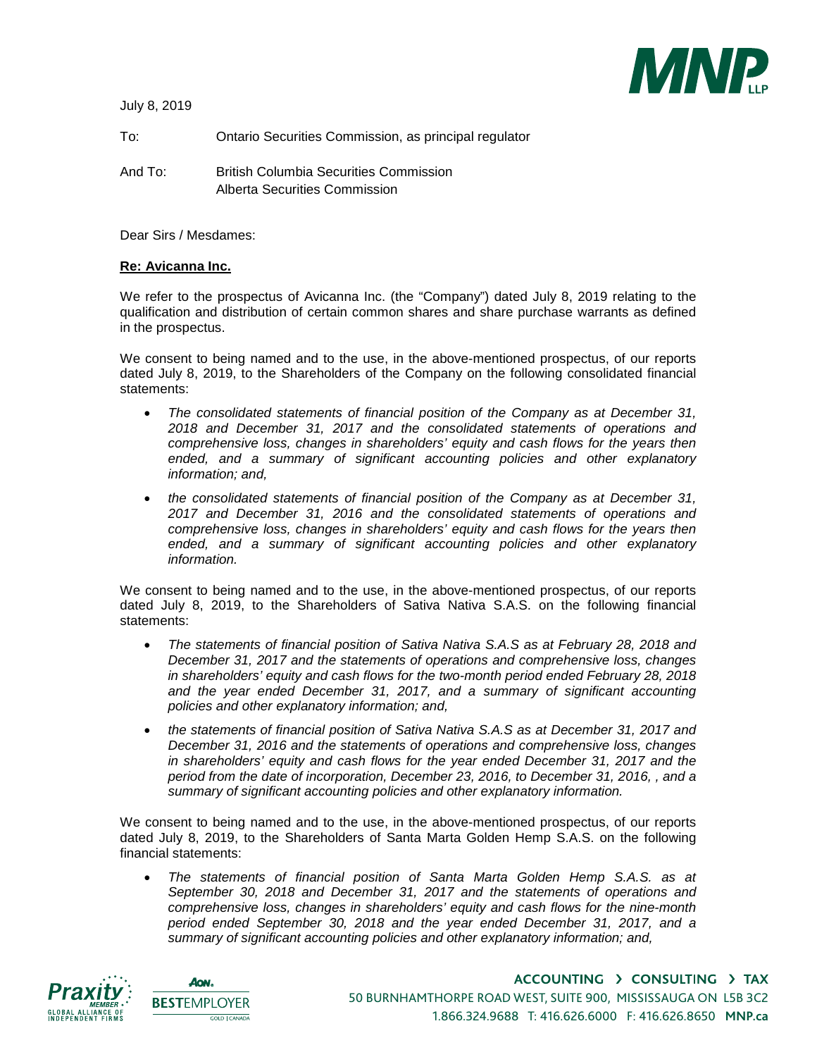July 8, 2019

To: Ontario Securities Commission, as principal regulator

And To: British Columbia Securities Commission
Alberta Securities Commission

Dear Sirs / Mesdames:

**Re: Avicanna Inc.**

We refer to the prospectus of Avicanna Inc. (the "Company") dated July 8, 2019 relating to the qualification and distribution of certain common shares and share purchase warrants as defined in the prospectus.

We consent to being named and to the use, in the above-mentioned prospectus, of our reports dated July 8, 2019, to the Shareholders of the Company on the following consolidated financial statements:

- *The consolidated statements of financial position of the Company as at December 31, 2018 and December 31, 2017 and the consolidated statements of operations and comprehensive loss, changes in shareholders' equity and cash flows for the years then ended, and a summary of significant accounting policies and other explanatory information; and,*
- *the consolidated statements of financial position of the Company as at December 31, 2017 and December 31, 2016 and the consolidated statements of operations and comprehensive loss, changes in shareholders' equity and cash flows for the years then ended, and a summary of significant accounting policies and other explanatory information.*

We consent to being named and to the use, in the above-mentioned prospectus, of our reports dated July 8, 2019, to the Shareholders of Sativa Nativa S.A.S. on the following financial statements:

- *The statements of financial position of Sativa Nativa S.A.S as at February 28, 2018 and December 31, 2017 and the statements of operations and comprehensive loss, changes in shareholders' equity and cash flows for the two-month period ended February 28, 2018 and the year ended December 31, 2017, and a summary of significant accounting policies and other explanatory information; and,*
- *the statements of financial position of Sativa Nativa S.A.S as at December 31, 2017 and December 31, 2016 and the statements of operations and comprehensive loss, changes in shareholders' equity and cash flows for the year ended December 31, 2017 and the period from the date of incorporation, December 23, 2016, to December 31, 2016, , and a summary of significant accounting policies and other explanatory information.*

We consent to being named and to the use, in the above-mentioned prospectus, of our reports dated July 8, 2019, to the Shareholders of Santa Marta Golden Hemp S.A.S. on the following financial statements:

- *The statements of financial position of Santa Marta Golden Hemp S.A.S. as at September 30, 2018 and December 31, 2017 and the statements of operations and comprehensive loss, changes in shareholders' equity and cash flows for the nine-month period ended September 30, 2018 and the year ended December 31, 2017, and a summary of significant accounting policies and other explanatory information; and,*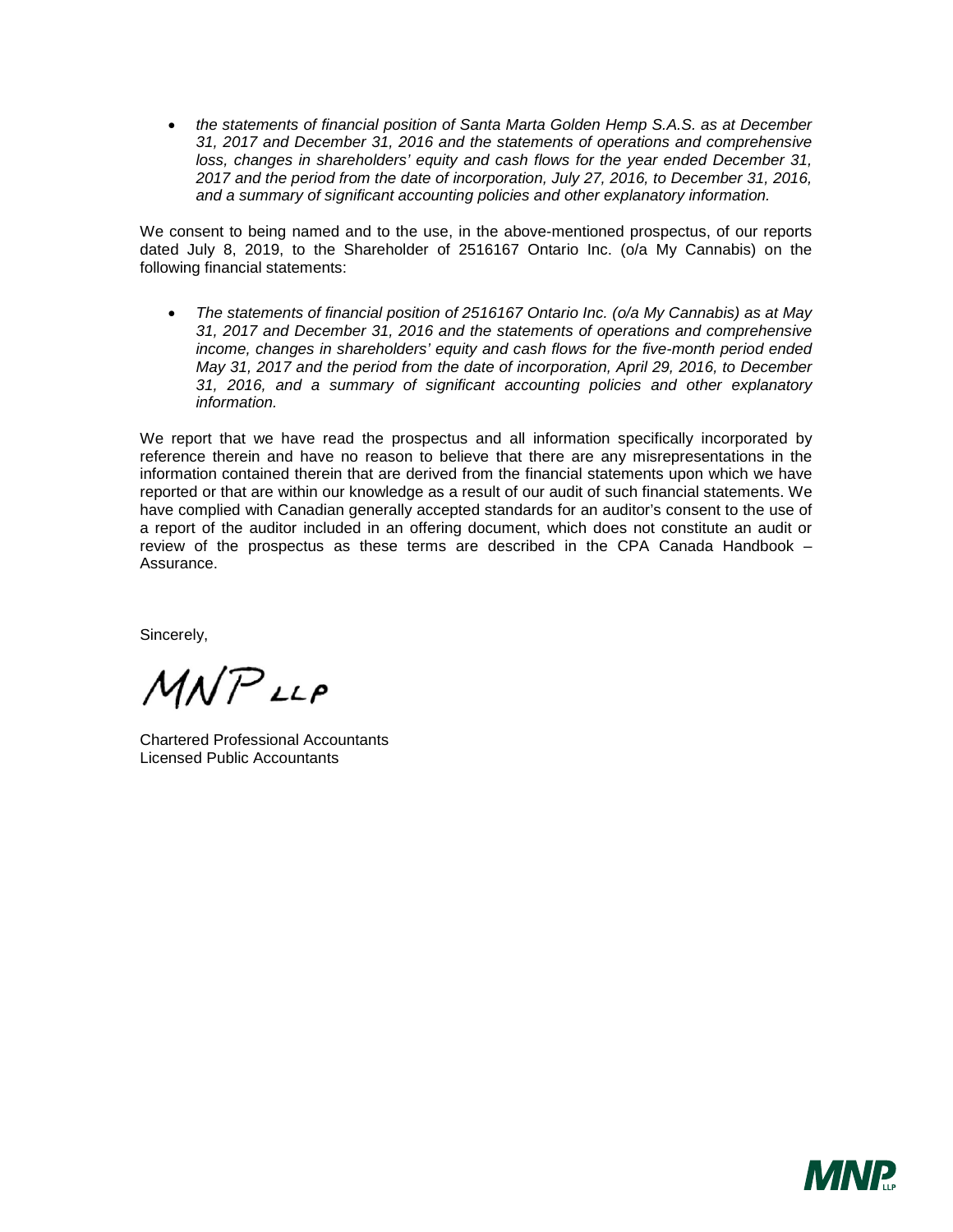- *the statements of financial position of Santa Marta Golden Hemp S.A.S. as at December 31, 2017 and December 31, 2016 and the statements of operations and comprehensive loss, changes in shareholders' equity and cash flows for the year ended December 31, 2017 and the period from the date of incorporation, July 27, 2016, to December 31, 2016, and a summary of significant accounting policies and other explanatory information.*

We consent to being named and to the use, in the above-mentioned prospectus, of our reports dated July 8, 2019, to the Shareholder of 2516167 Ontario Inc. (o/a My Cannabis) on the following financial statements:

- *The statements of financial position of 2516167 Ontario Inc. (o/a My Cannabis) as at May 31, 2017 and December 31, 2016 and the statements of operations and comprehensive income, changes in shareholders' equity and cash flows for the five-month period ended May 31, 2017 and the period from the date of incorporation, April 29, 2016, to December 31, 2016, and a summary of significant accounting policies and other explanatory information.*

We report that we have read the prospectus and all information specifically incorporated by reference therein and have no reason to believe that there are any misrepresentations in the information contained therein that are derived from the financial statements upon which we have reported or that are within our knowledge as a result of our audit of such financial statements. We have complied with Canadian generally accepted standards for an auditor's consent to the use of a report of the auditor included in an offering document, which does not constitute an audit or review of the prospectus as these terms are described in the CPA Canada Handbook – Assurance.

Sincerely,

MNP LLP

Chartered Professional Accountants
Licensed Public Accountants